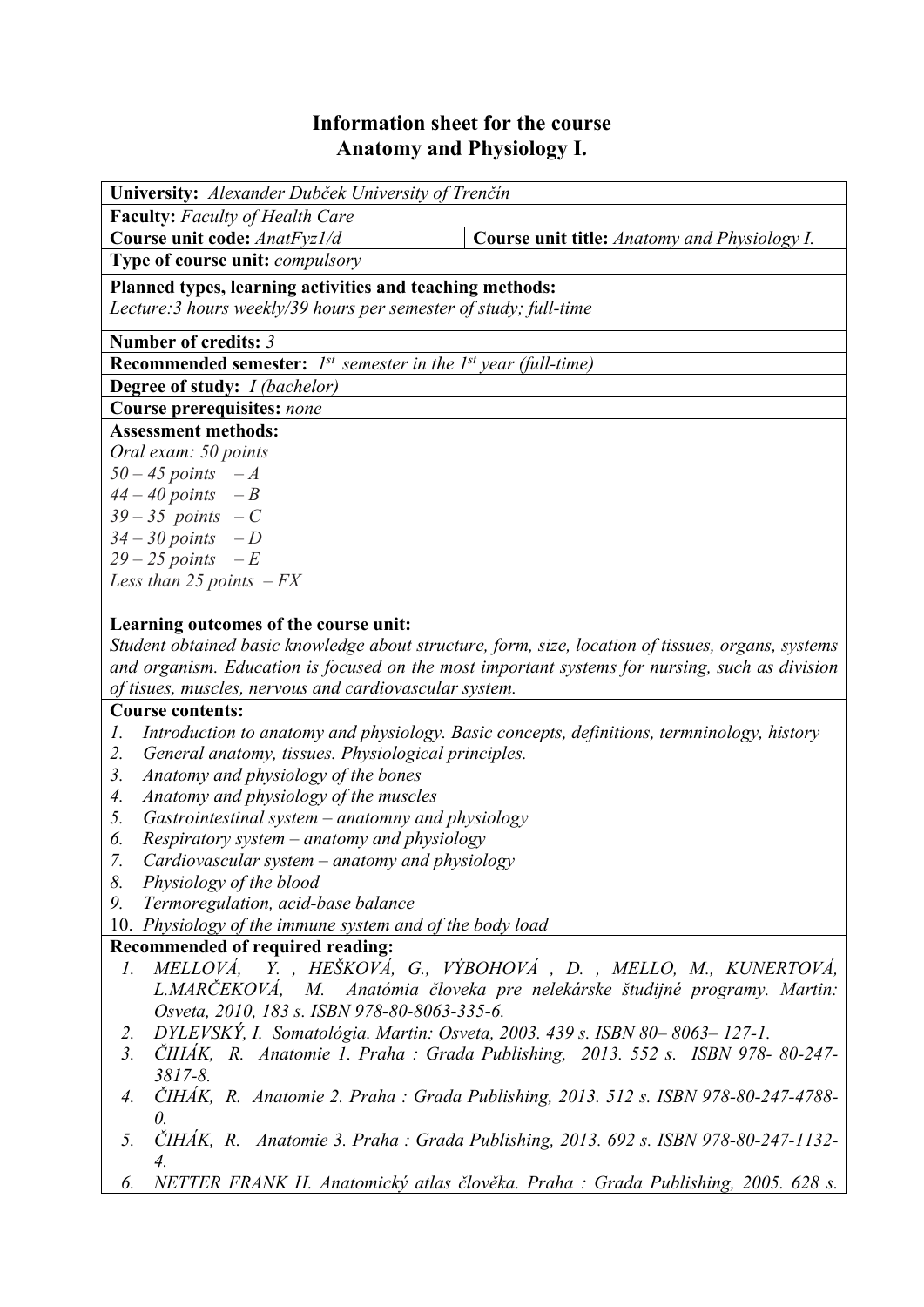# Information sheet for the course
# Anatomy and Physiology I.

**University:** *Alexander Dubček University of Trenčín*

**Faculty:** *Faculty of Health Care*

| **Course unit code:** *AnatFyz1/d* | **Course unit title:** *Anatomy and Physiology I.* |
|---|---|

**Type of course unit:** *compulsory*

**Planned types, learning activities and teaching methods:**
*Lecture:3 hours weekly/39 hours per semester of study; full-time*

**Number of credits:** *3*

**Recommended semester:** *1st semester in the 1st year (full-time)*

**Degree of study:** *I (bachelor)*

**Course prerequisites:** *none*

**Assessment methods:**
*Oral exam: 50 points*
*50 – 45 points – A*
*44 – 40 points – B*
*39 – 35 points – C*
*34 – 30 points – D*
*29 – 25 points – E*
*Less than 25 points – FX*

**Learning outcomes of the course unit:**
*Student obtained basic knowledge about structure, form, size, location of tissues, organs, systems and organism. Education is focused on the most important systems for nursing, such as division of tisues, muscles, nervous and cardiovascular system.*

**Course contents:**
1. *Introduction to anatomy and physiology. Basic concepts, definitions, termninology, history*
2. *General anatomy, tissues. Physiological principles.*
3. *Anatomy and physiology of the bones*
4. *Anatomy and physiology of the muscles*
5. *Gastrointestinal system – anatomny and physiology*
6. *Respiratory system – anatomy and physiology*
7. *Cardiovascular system – anatomy and physiology*
8. *Physiology of the blood*
9. *Termoregulation, acid-base balance*
10. *Physiology of the immune system and of the body load*

**Recommended of required reading:**
1. *MELLOVÁ, Y. , HEŠKOVÁ, G., VÝBOHOVÁ , D. , MELLO, M., KUNERTOVÁ, L.MARČEKOVÁ, M. Anatómia človeka pre nelekárske študijné programy. Martin: Osveta, 2010, 183 s. ISBN 978-80-8063-335-6.*
2. *DYLEVSKÝ, I. Somatológia. Martin: Osveta, 2003. 439 s. ISBN 80– 8063– 127-1.*
3. *ČIHÁK, R. Anatomie 1. Praha : Grada Publishing, 2013. 552 s. ISBN 978- 80-247-3817-8.*
4. *ČIHÁK, R. Anatomie 2. Praha : Grada Publishing, 2013. 512 s. ISBN 978-80-247-4788-0.*
5. *ČIHÁK, R. Anatomie 3. Praha : Grada Publishing, 2013. 692 s. ISBN 978-80-247-1132-4.*
6. *NETTER FRANK H. Anatomický atlas člověka. Praha : Grada Publishing, 2005. 628 s.*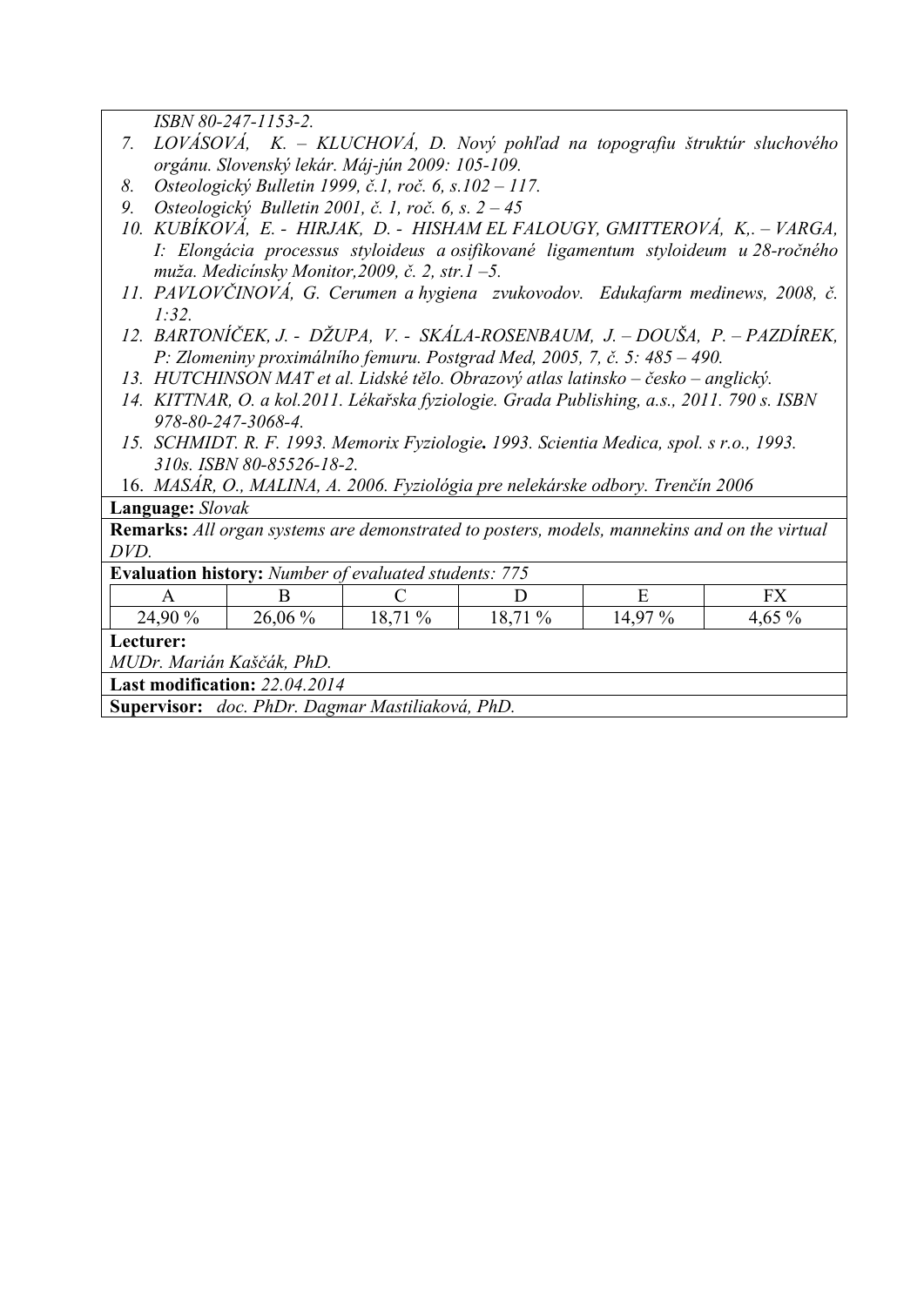*ISBN 80-247-1153-2.*

7. *LOVÁSOVÁ, K. – KLUCHOVÁ, D. Nový pohľad na topografiu štruktúr sluchového orgánu. Slovenský lekár. Máj-jún 2009: 105-109.*
8. *Osteologický Bulletin 1999, č.1, roč. 6, s.102 – 117.*
9. *Osteologický Bulletin 2001, č. 1, roč. 6, s. 2 – 45*
10. *KUBÍKOVÁ, E. - HIRJAK, D. - HISHAM EL FALOUGY, GMITTEROVÁ, K,. – VARGA, I: Elongácia processus styloideus a osifikované ligamentum styloideum u 28-ročného muža. Medicínsky Monitor,2009, č. 2, str.1 –5.*
11. *PAVLOVČINOVÁ, G. Cerumen a hygiena zvukovodov. Edukafarm medinews, 2008, č. 1:32.*
12. *BARTONÍČEK, J. - DŽUPA, V. - SKÁLA-ROSENBAUM, J. – DOUŠA, P. – PAZDÍREK, P: Zlomeniny proximálního femuru. Postgrad Med, 2005, 7, č. 5: 485 – 490.*
13. *HUTCHINSON MAT et al. Lidské tělo. Obrazový atlas latinsko – česko – anglický.*
14. *KITTNAR, O. a kol.2011. Lékařska fyziologie. Grada Publishing, a.s., 2011. 790 s. ISBN 978-80-247-3068-4.*
15. *SCHMIDT. R. F. 1993. Memorix Fyziologie. 1993. Scientia Medica, spol. s r.o., 1993. 310s. ISBN 80-85526-18-2.*
16. *MASÁR, O., MALINA, A. 2006. Fyziológia pre nelekárske odbory. Trenčín 2006*

**Language:** *Slovak*

**Remarks:** *All organ systems are demonstrated to posters, models, mannekins and on the virtual DVD.*

**Evaluation history:** *Number of evaluated students: 775*

| A | B | C | D | E | FX |
|---|---|---|---|---|---|
| 24,90 % | 26,06 % | 18,71 % | 18,71 % | 14,97 % | 4,65 % |

**Lecturer:**
*MUDr. Marián Kaščák, PhD.*

**Last modification:** *22.04.2014*

**Supervisor:** *doc. PhDr. Dagmar Mastiliaková, PhD.*